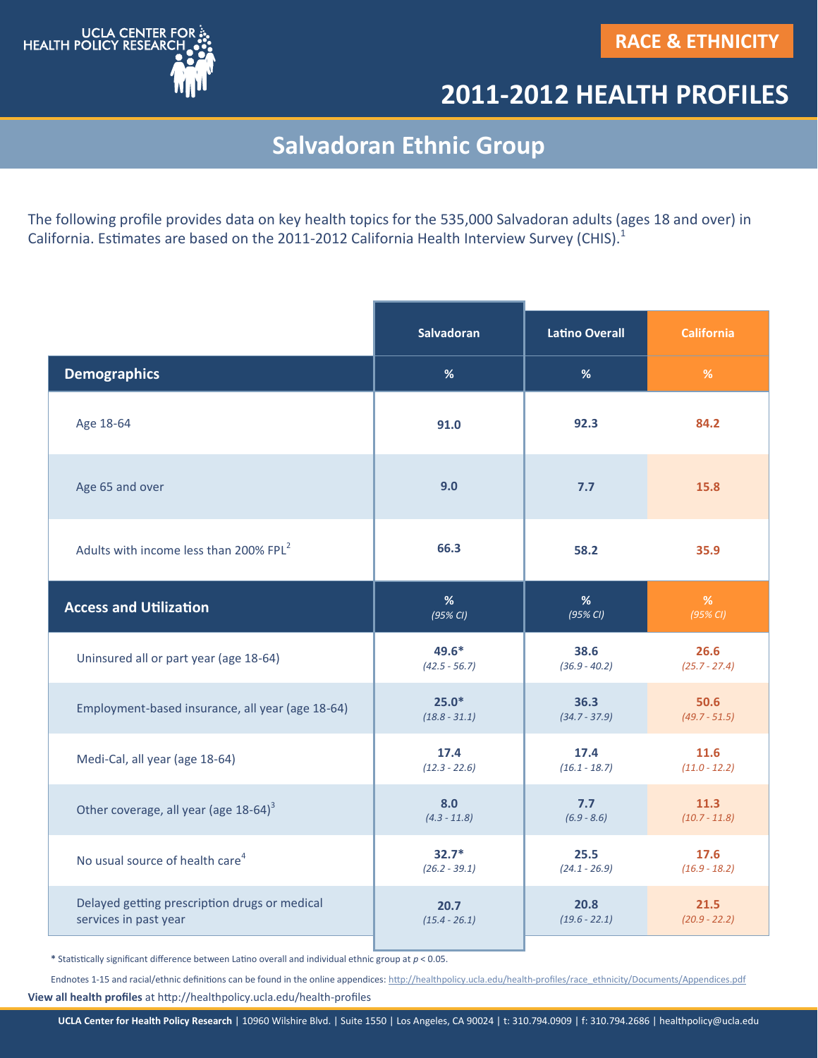UCLA CENTER FOR HEALTH POLICY RESEARCH

**RACE & ETHNICITY**

# 2011-2012 HEALTH PROFILES

## Salvadoran Ethnic Group

The following profile provides data on key health topics for the 535,000 Salvadoran adults (ages 18 and over) in California. Estimates are based on the 2011-2012 California Health Interview Survey (CHIS).[1]

| | Salvadoran | Latino Overall | California |
|---|---|---|---|
| **Demographics** | % | % | % |
| Age 18-64 | 91.0 | 92.3 | 84.2 |
| Age 65 and over | 9.0 | 7.7 | 15.8 |
| Adults with income less than 200% FPL[2] | 66.3 | 58.2 | 35.9 |
| **Access and Utilization** | % (95% CI) | % (95% CI) | % (95% CI) |
| Uninsured all or part year (age 18-64) | 49.6* (42.5 - 56.7) | 38.6 (36.9 - 40.2) | 26.6 (25.7 - 27.4) |
| Employment-based insurance, all year (age 18-64) | 25.0* (18.8 - 31.1) | 36.3 (34.7 - 37.9) | 50.6 (49.7 - 51.5) |
| Medi-Cal, all year (age 18-64) | 17.4 (12.3 - 22.6) | 17.4 (16.1 - 18.7) | 11.6 (11.0 - 12.2) |
| Other coverage, all year (age 18-64)[3] | 8.0 (4.3 - 11.8) | 7.7 (6.9 - 8.6) | 11.3 (10.7 - 11.8) |
| No usual source of health care[4] | 32.7* (26.2 - 39.1) | 25.5 (24.1 - 26.9) | 17.6 (16.9 - 18.2) |
| Delayed getting prescription drugs or medical services in past year | 20.7 (15.4 - 26.1) | 20.8 (19.6 - 22.1) | 21.5 (20.9 - 22.2) |

* Statistically significant difference between Latino overall and individual ethnic group at $p < 0.05$.

Endnotes 1-15 and racial/ethnic definitions can be found in the online appendices: http://healthpolicy.ucla.edu/health-profiles/race_ethnicity/Documents/Appendices.pdf

**View all health profiles** at http://healthpolicy.ucla.edu/health-profiles

**UCLA Center for Health Policy Research** | 10960 Wilshire Blvd. | Suite 1550 | Los Angeles, CA 90024 | t: 310.794.0909 | f: 310.794.2686 | healthpolicy@ucla.edu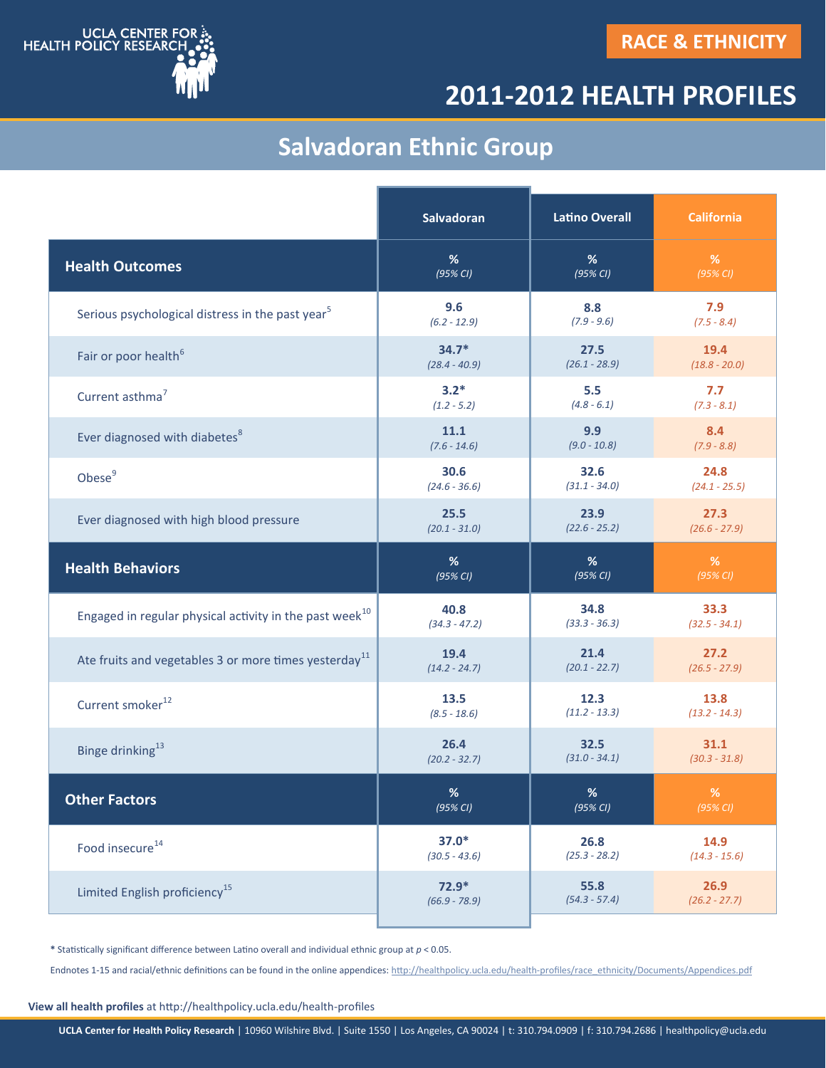UCLA CENTER FOR HEALTH POLICY RESEARCH

RACE & ETHNICITY

# 2011-2012 HEALTH PROFILES

## Salvadoran Ethnic Group

| | Salvadoran | Latino Overall | California |
|---|---|---|---|
| **Health Outcomes** | % (95% CI) | % (95% CI) | % (95% CI) |
| Serious psychological distress in the past year[5] | 9.6 (6.2 - 12.9) | 8.8 (7.9 - 9.6) | 7.9 (7.5 - 8.4) |
| Fair or poor health[6] | 34.7* (28.4 - 40.9) | 27.5 (26.1 - 28.9) | 19.4 (18.8 - 20.0) |
| Current asthma[7] | 3.2* (1.2 - 5.2) | 5.5 (4.8 - 6.1) | 7.7 (7.3 - 8.1) |
| Ever diagnosed with diabetes[8] | 11.1 (7.6 - 14.6) | 9.9 (9.0 - 10.8) | 8.4 (7.9 - 8.8) |
| Obese[9] | 30.6 (24.6 - 36.6) | 32.6 (31.1 - 34.0) | 24.8 (24.1 - 25.5) |
| Ever diagnosed with high blood pressure | 25.5 (20.1 - 31.0) | 23.9 (22.6 - 25.2) | 27.3 (26.6 - 27.9) |
| **Health Behaviors** | % (95% CI) | % (95% CI) | % (95% CI) |
| Engaged in regular physical activity in the past week[10] | 40.8 (34.3 - 47.2) | 34.8 (33.3 - 36.3) | 33.3 (32.5 - 34.1) |
| Ate fruits and vegetables 3 or more times yesterday[11] | 19.4 (14.2 - 24.7) | 21.4 (20.1 - 22.7) | 27.2 (26.5 - 27.9) |
| Current smoker[12] | 13.5 (8.5 - 18.6) | 12.3 (11.2 - 13.3) | 13.8 (13.2 - 14.3) |
| Binge drinking[13] | 26.4 (20.2 - 32.7) | 32.5 (31.0 - 34.1) | 31.1 (30.3 - 31.8) |
| **Other Factors** | % (95% CI) | % (95% CI) | % (95% CI) |
| Food insecure[14] | 37.0* (30.5 - 43.6) | 26.8 (25.3 - 28.2) | 14.9 (14.3 - 15.6) |
| Limited English proficiency[15] | 72.9* (66.9 - 78.9) | 55.8 (54.3 - 57.4) | 26.9 (26.2 - 27.7) |

* Statistically significant difference between Latino overall and individual ethnic group at $p < 0.05$.

Endnotes 1-15 and racial/ethnic definitions can be found in the online appendices: http://healthpolicy.ucla.edu/health-profiles/race_ethnicity/Documents/Appendices.pdf

**View all health profiles** at http://healthpolicy.ucla.edu/health-profiles

**UCLA Center for Health Policy Research** | 10960 Wilshire Blvd. | Suite 1550 | Los Angeles, CA 90024 | t: 310.794.0909 | f: 310.794.2686 | healthpolicy@ucla.edu